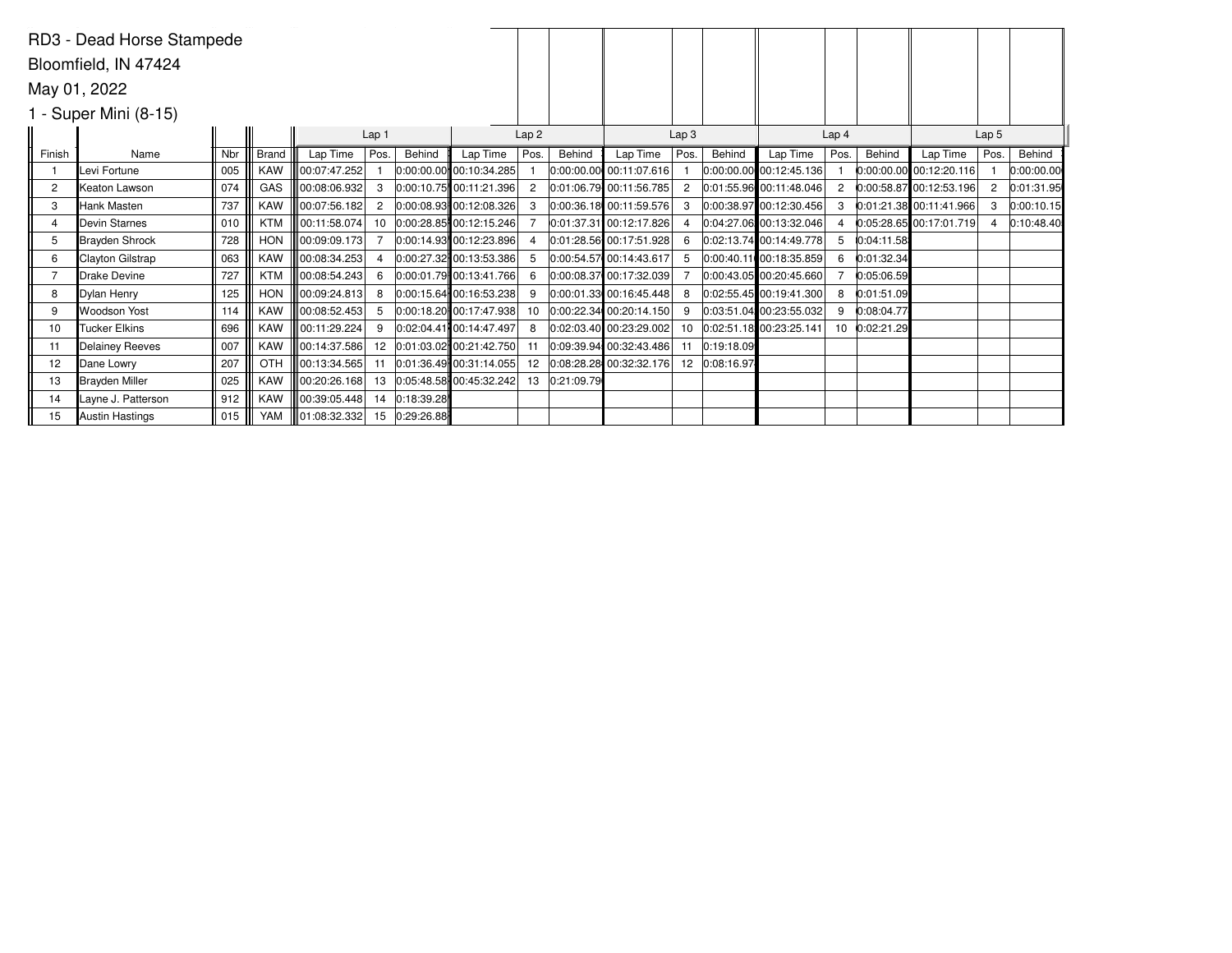RD3 - Dead Horse Stampede

Bloomfield, IN 47424

May 01, 2022

1 - Super Mini (8-15)

| | | | | Lap 1 | | | Lap 2 | | | Lap 3 | | | Lap 4 | | | Lap 5 | | |
|---|---|---|---|---|---|---|---|---|---|---|---|---|---|---|---|---|---|---|
| Finish | Name | Nbr | Brand | Lap Time | Pos. | Behind | Lap Time | Pos. | Behind | Lap Time | Pos. | Behind | Lap Time | Pos. | Behind | Lap Time | Pos. | Behind |
| 1 | Levi Fortune | 005 | KAW | 00:07:47.252 | 1 | 0:00:00.00 | 00:10:34.285 | 1 | 0:00:00.00 | 00:11:07.616 | 1 | 0:00:00.00 | 00:12:45.136 | 1 | 0:00:00.00 | 00:12:20.116 | 1 | 0:00:00.00 |
| 2 | Keaton Lawson | 074 | GAS | 00:08:06.932 | 3 | 0:00:10.75 | 00:11:21.396 | 2 | 0:01:06.79 | 00:11:56.785 | 2 | 0:01:55.96 | 00:11:48.046 | 2 | 0:00:58.87 | 00:12:53.196 | 2 | 0:01:31.95 |
| 3 | Hank Masten | 737 | KAW | 00:07:56.182 | 2 | 0:00:08.93 | 00:12:08.326 | 3 | 0:00:36.18 | 00:11:59.576 | 3 | 0:00:38.97 | 00:12:30.456 | 3 | 0:01:21.38 | 00:11:41.966 | 3 | 0:00:10.15 |
| 4 | Devin Starnes | 010 | KTM | 00:11:58.074 | 10 | 0:00:28.85 | 00:12:15.246 | 7 | 0:01:37.31 | 00:12:17.826 | 4 | 0:04:27.06 | 00:13:32.046 | 4 | 0:05:28.65 | 00:17:01.719 | 4 | 0:10:48.40 |
| 5 | Brayden Shrock | 728 | HON | 00:09:09.173 | 7 | 0:00:14.93 | 00:12:23.896 | 4 | 0:01:28.56 | 00:17:51.928 | 6 | 0:02:13.74 | 00:14:49.778 | 5 | 0:04:11.58 | | | |
| 6 | Clayton Gilstrap | 063 | KAW | 00:08:34.253 | 4 | 0:00:27.32 | 00:13:53.386 | 5 | 0:00:54.57 | 00:14:43.617 | 5 | 0:00:40.11 | 00:18:35.859 | 6 | 0:01:32.34 | | | |
| 7 | Drake Devine | 727 | KTM | 00:08:54.243 | 6 | 0:00:01.79 | 00:13:41.766 | 6 | 0:00:08.37 | 00:17:32.039 | 7 | 0:00:43.05 | 00:20:45.660 | 7 | 0:05:06.59 | | | |
| 8 | Dylan Henry | 125 | HON | 00:09:24.813 | 8 | 0:00:15.64 | 00:16:53.238 | 9 | 0:00:01.33 | 00:16:45.448 | 8 | 0:02:55.45 | 00:19:41.300 | 8 | 0:01:51.09 | | | |
| 9 | Woodson Yost | 114 | KAW | 00:08:52.453 | 5 | 0:00:18.20 | 00:17:47.938 | 10 | 0:00:22.34 | 00:20:14.150 | 9 | 0:03:51.04 | 00:23:55.032 | 9 | 0:08:04.77 | | | |
| 10 | Tucker Elkins | 696 | KAW | 00:11:29.224 | 9 | 0:02:04.41 | 00:14:47.497 | 8 | 0:02:03.40 | 00:23:29.002 | 10 | 0:02:51.18 | 00:23:25.141 | 10 | 0:02:21.29 | | | |
| 11 | Delainey Reeves | 007 | KAW | 00:14:37.586 | 12 | 0:01:03.02 | 00:21:42.750 | 11 | 0:09:39.94 | 00:32:43.486 | 11 | 0:19:18.09 | | | | | | |
| 12 | Dane Lowry | 207 | OTH | 00:13:34.565 | 11 | 0:01:36.49 | 00:31:14.055 | 12 | 0:08:28.28 | 00:32:32.176 | 12 | 0:08:16.97 | | | | | | |
| 13 | Brayden Miller | 025 | KAW | 00:20:26.168 | 13 | 0:05:48.58 | 00:45:32.242 | 13 | 0:21:09.79 | | | | | | | | | |
| 14 | Layne J. Patterson | 912 | KAW | 00:39:05.448 | 14 | 0:18:39.28 | | | | | | | | | | | | |
| 15 | Austin Hastings | 015 | YAM | 01:08:32.332 | 15 | 0:29:26.88 | | | | | | | | | | | | |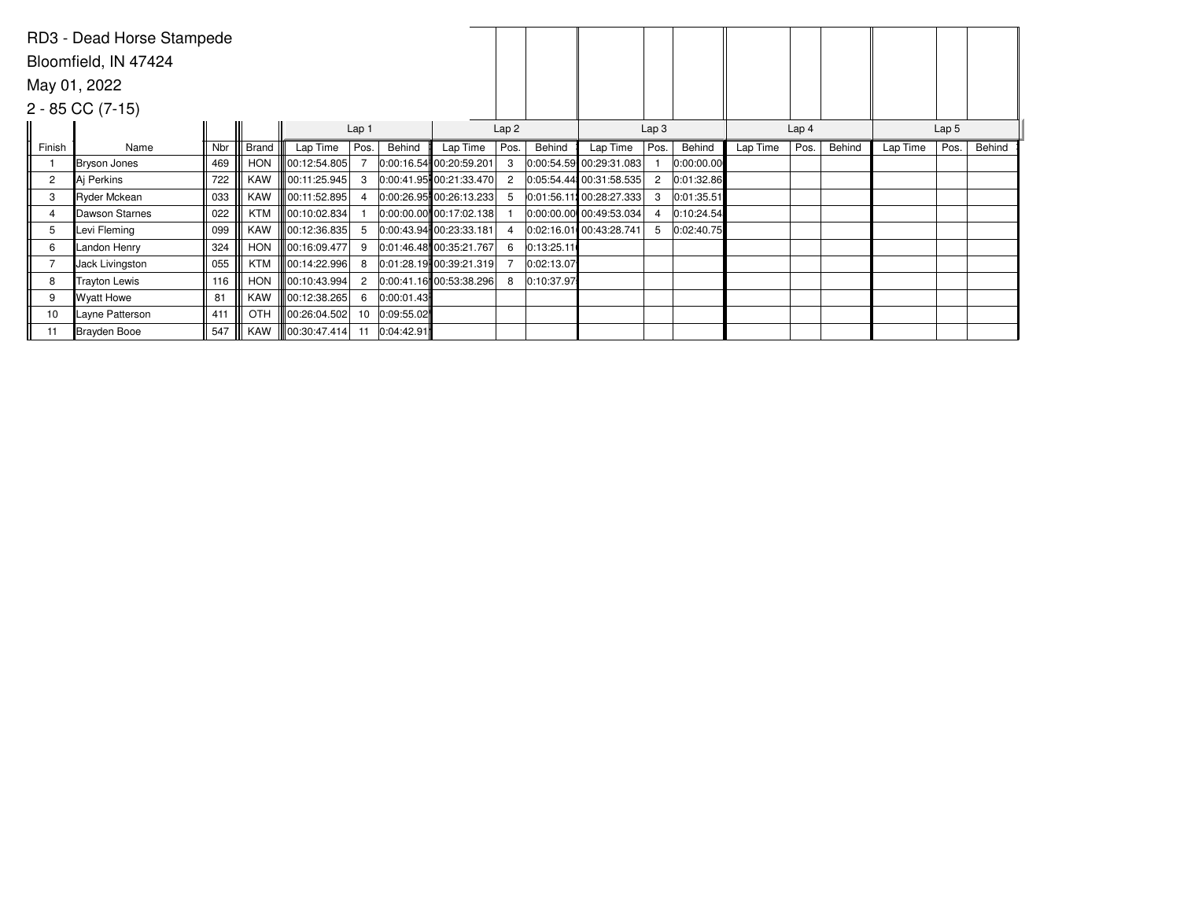RD3 - Dead Horse Stampede

Bloomfield, IN 47424

May 01, 2022

2 - 85 CC (7-15)

| Finish | Name | Nbr | Brand | Lap 1 | | | Lap 2 | | | Lap 3 | | | Lap 4 | | | Lap 5 | | |
|---|---|---|---|---|---|---|---|---|---|---|---|---|---|---|---|---|---|---|
| | | | | Lap Time | Pos. | Behind | Lap Time | Pos. | Behind | Lap Time | Pos. | Behind | Lap Time | Pos. | Behind | Lap Time | Pos. | Behind |
| 1 | Bryson Jones | 469 | HON | 00:12:54.805 | 7 | 0:00:16.54 | 00:20:59.201 | 3 | 0:00:54.59 | 00:29:31.083 | 1 | 0:00:00.00 | | | | | | |
| 2 | Aj Perkins | 722 | KAW | 00:11:25.945 | 3 | 0:00:41.95 | 00:21:33.470 | 2 | 0:05:54.44 | 00:31:58.535 | 2 | 0:01:32.86 | | | | | | |
| 3 | Ryder Mckean | 033 | KAW | 00:11:52.895 | 4 | 0:00:26.95 | 00:26:13.233 | 5 | 0:01:56.11 | 00:28:27.333 | 3 | 0:01:35.51 | | | | | | |
| 4 | Dawson Starnes | 022 | KTM | 00:10:02.834 | 1 | 0:00:00.00 | 00:17:02.138 | 1 | 0:00:00.00 | 00:49:53.034 | 4 | 0:10:24.54 | | | | | | |
| 5 | Levi Fleming | 099 | KAW | 00:12:36.835 | 5 | 0:00:43.94 | 00:23:33.181 | 4 | 0:02:16.01 | 00:43:28.741 | 5 | 0:02:40.75 | | | | | | |
| 6 | Landon Henry | 324 | HON | 00:16:09.477 | 9 | 0:01:46.48 | 00:35:21.767 | 6 | 0:13:25.11 | | | | | | | | | |
| 7 | Jack Livingston | 055 | KTM | 00:14:22.996 | 8 | 0:01:28.19 | 00:39:21.319 | 7 | 0:02:13.07 | | | | | | | | | |
| 8 | Trayton Lewis | 116 | HON | 00:10:43.994 | 2 | 0:00:41.16 | 00:53:38.296 | 8 | 0:10:37.97 | | | | | | | | | |
| 9 | Wyatt Howe | 81 | KAW | 00:12:38.265 | 6 | 0:00:01.43 | | | | | | | | | | | | |
| 10 | Layne Patterson | 411 | OTH | 00:26:04.502 | 10 | 0:09:55.02 | | | | | | | | | | | | |
| 11 | Brayden Booe | 547 | KAW | 00:30:47.414 | 11 | 0:04:42.91 | | | | | | | | | | | | |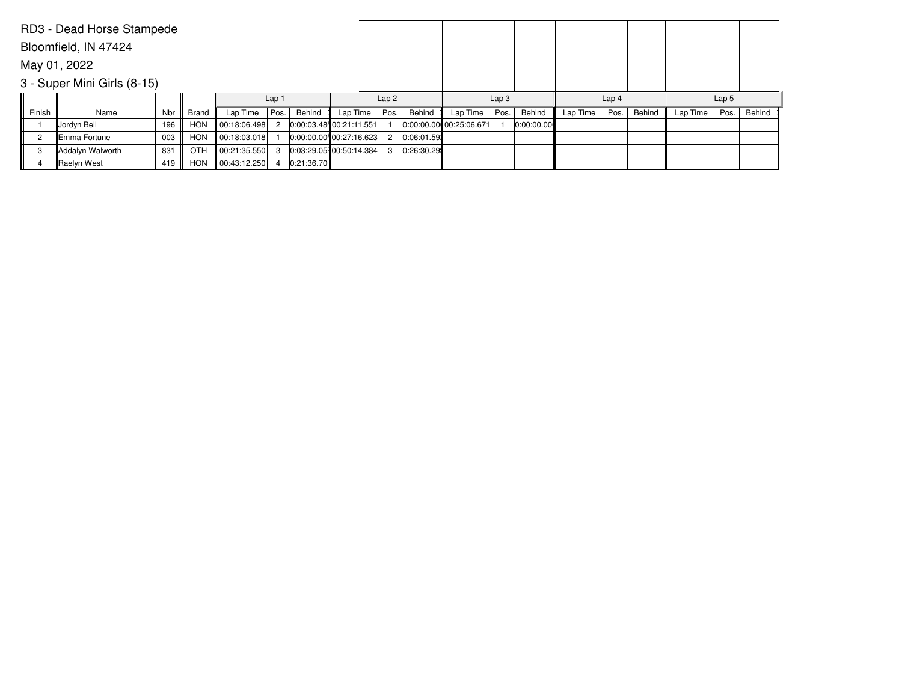RD3 - Dead Horse Stampede

Bloomfield, IN 47424

May 01, 2022

3 - Super Mini Girls (8-15)

| | | | | Lap 1 | | | Lap 2 | | | Lap 3 | | | Lap 4 | | | Lap 5 | | |
|---|---|---|---|---|---|---|---|---|---|---|---|---|---|---|---|---|---|---|
| Finish | Name | Nbr | Brand | Lap Time | Pos. | Behind | Lap Time | Pos. | Behind | Lap Time | Pos. | Behind | Lap Time | Pos. | Behind | Lap Time | Pos. | Behind |
| 1 | Jordyn Bell | 196 | HON | 00:18:06.498 | 2 | 0:00:03.48 | 00:21:11.551 | 1 | 0:00:00.00 | 00:25:06.671 | 1 | 0:00:00.00 | | | | | | |
| 2 | Emma Fortune | 003 | HON | 00:18:03.018 | 1 | 0:00:00.00 | 00:27:16.623 | 2 | 0:06:01.59 | | | | | | | | | |
| 3 | Addalyn Walworth | 831 | OTH | 00:21:35.550 | 3 | 0:03:29.05 | 00:50:14.384 | 3 | 0:26:30.29 | | | | | | | | | |
| 4 | Raelyn West | 419 | HON | 00:43:12.250 | 4 | 0:21:36.70 | | | | | | | | | | | | |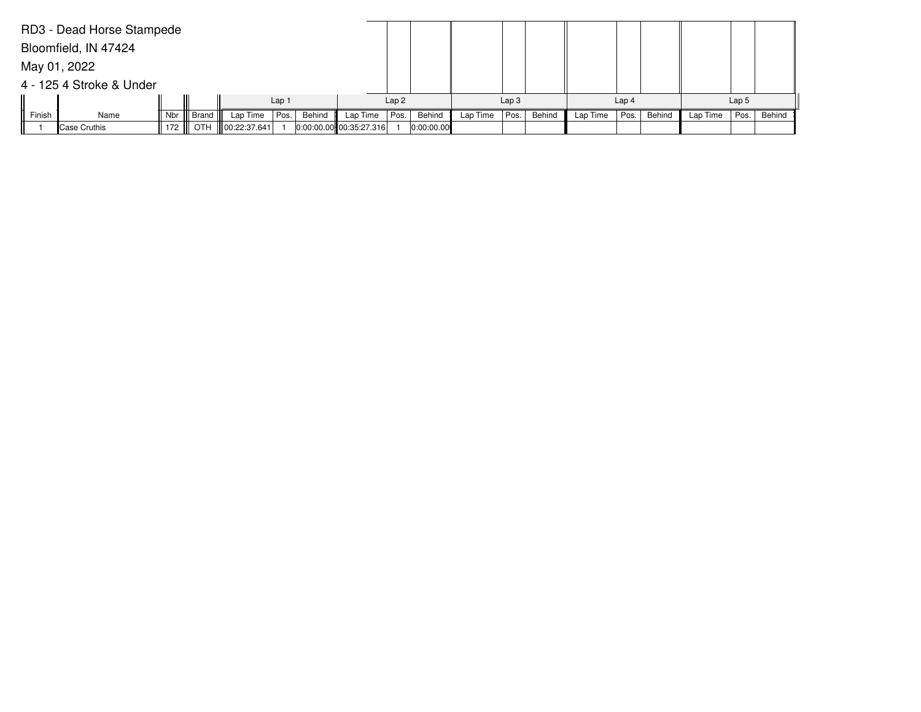RD3 - Dead Horse Stampede

Bloomfield, IN 47424

May 01, 2022

4 - 125 4 Stroke & Under

| | | | | Lap 1 | | | Lap 2 | | | Lap 3 | | | Lap 4 | | | Lap 5 | | |
|---|---|---|---|---|---|---|---|---|---|---|---|---|---|---|---|---|---|---|
| Finish | Name | Nbr | Brand | Lap Time | Pos. | Behind | Lap Time | Pos. | Behind | Lap Time | Pos. | Behind | Lap Time | Pos. | Behind | Lap Time | Pos. | Behind |
| 1 | Case Cruthis | 172 | OTH | 00:22:37.641 | 1 | 0:00:00.00 | 00:35:27.316 | 1 | 0:00:00.00 | | | | | | | | | |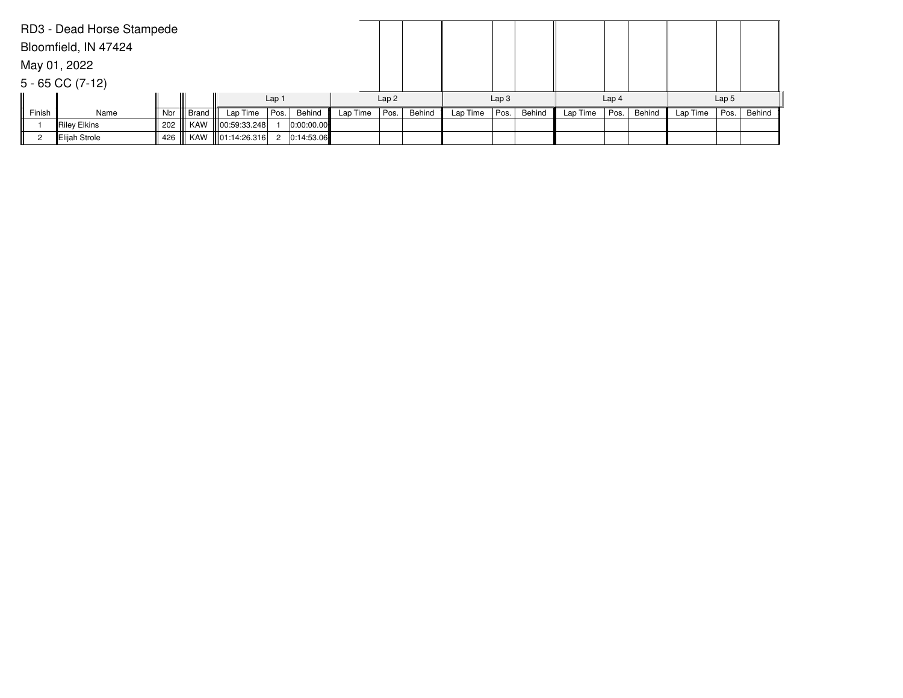RD3 - Dead Horse Stampede

Bloomfield, IN 47424

May 01, 2022

5 - 65 CC (7-12)

| Finish | Name | Nbr | Brand | Lap 1 | | | Lap 2 | | | Lap 3 | | | Lap 4 | | | Lap 5 | | |
|---|---|---|---|---|---|---|---|---|---|---|---|---|---|---|---|---|---|---|
| | | | | Lap Time | Pos. | Behind | Lap Time | Pos. | Behind | Lap Time | Pos. | Behind | Lap Time | Pos. | Behind | Lap Time | Pos. | Behind |
| 1 | Riley Elkins | 202 | KAW | 00:59:33.248 | 1 | 0:00:00.00 | | | | | | | | | | | | |
| 2 | Elijah Strole | 426 | KAW | 01:14:26.316 | 2 | 0:14:53.06 | | | | | | | | | | | | |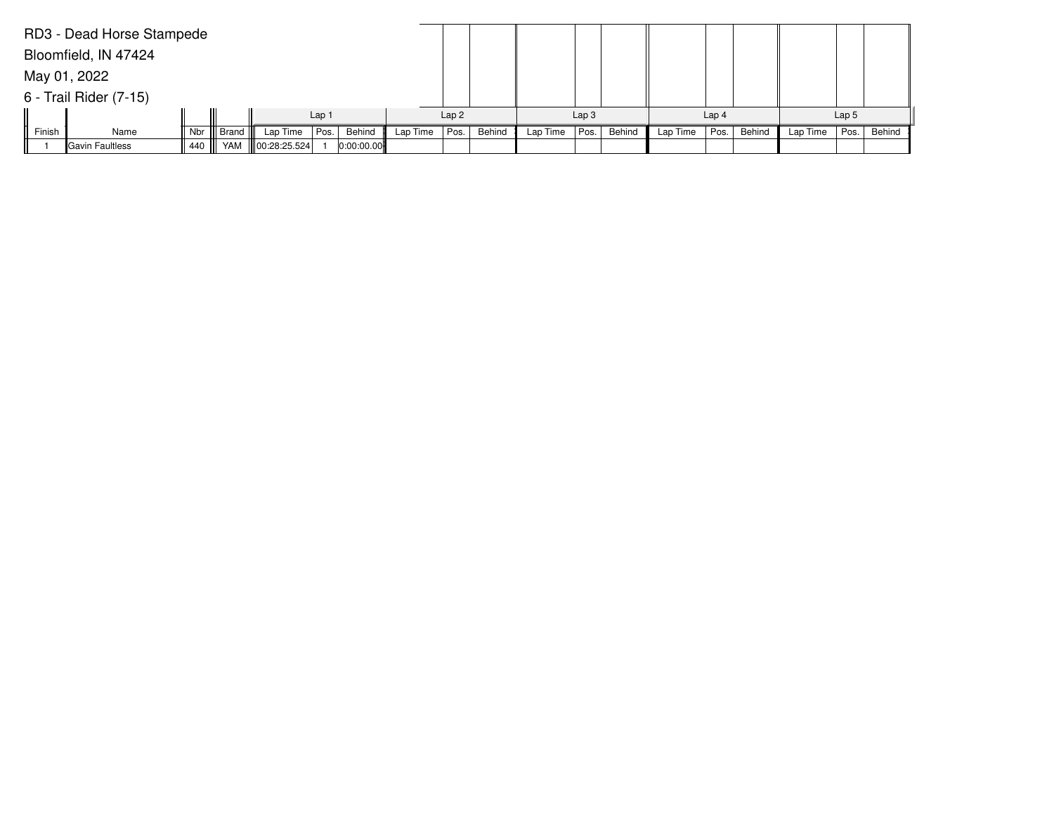RD3 - Dead Horse Stampede

Bloomfield, IN 47424

May 01, 2022

6 - Trail Rider (7-15)

| | | | | Lap 1 | | | Lap 2 | | | Lap 3 | | | Lap 4 | | | Lap 5 | | |
|---|---|---|---|---|---|---|---|---|---|---|---|---|---|---|---|---|---|---|
| Finish | Name | Nbr | Brand | Lap Time | Pos. | Behind | Lap Time | Pos. | Behind | Lap Time | Pos. | Behind | Lap Time | Pos. | Behind | Lap Time | Pos. | Behind |
| 1 | Gavin Faultless | 440 | YAM | 00:28:25.524 | 1 | 0:00:00.00 | | | | | | | | | | | | |